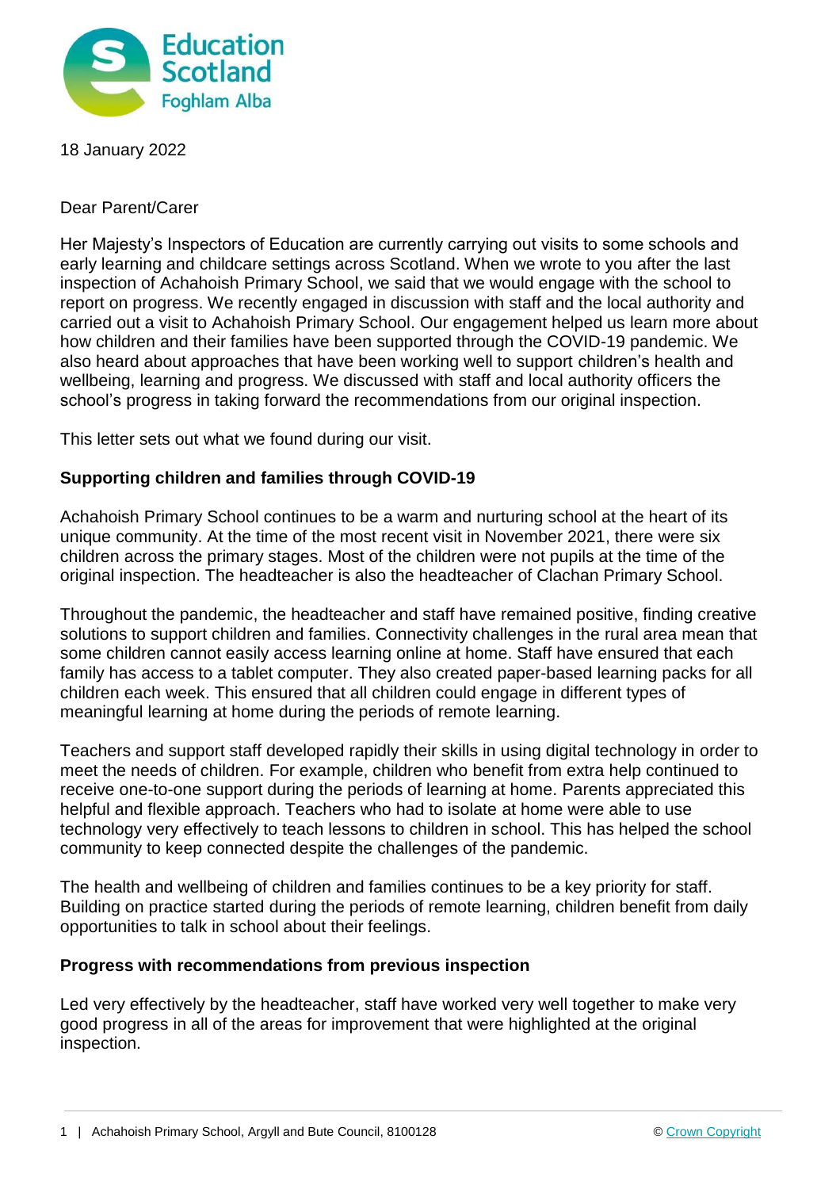18 January 2022

Dear Parent/Carer

Her Majesty's Inspectors of Education are currently carrying out visits to some schools and early learning and childcare settings across Scotland. When we wrote to you after the last inspection of Achahoish Primary School, we said that we would engage with the school to report on progress. We recently engaged in discussion with staff and the local authority and carried out a visit to Achahoish Primary School. Our engagement helped us learn more about how children and their families have been supported through the COVID-19 pandemic. We also heard about approaches that have been working well to support children's health and wellbeing, learning and progress. We discussed with staff and local authority officers the school's progress in taking forward the recommendations from our original inspection.

This letter sets out what we found during our visit.

**Supporting children and families through COVID-19**

Achahoish Primary School continues to be a warm and nurturing school at the heart of its unique community. At the time of the most recent visit in November 2021, there were six children across the primary stages. Most of the children were not pupils at the time of the original inspection. The headteacher is also the headteacher of Clachan Primary School.

Throughout the pandemic, the headteacher and staff have remained positive, finding creative solutions to support children and families. Connectivity challenges in the rural area mean that some children cannot easily access learning online at home. Staff have ensured that each family has access to a tablet computer. They also created paper-based learning packs for all children each week. This ensured that all children could engage in different types of meaningful learning at home during the periods of remote learning.

Teachers and support staff developed rapidly their skills in using digital technology in order to meet the needs of children. For example, children who benefit from extra help continued to receive one-to-one support during the periods of learning at home. Parents appreciated this helpful and flexible approach. Teachers who had to isolate at home were able to use technology very effectively to teach lessons to children in school. This has helped the school community to keep connected despite the challenges of the pandemic.

The health and wellbeing of children and families continues to be a key priority for staff. Building on practice started during the periods of remote learning, children benefit from daily opportunities to talk in school about their feelings.

**Progress with recommendations from previous inspection**

Led very effectively by the headteacher, staff have worked very well together to make very good progress in all of the areas for improvement that were highlighted at the original inspection.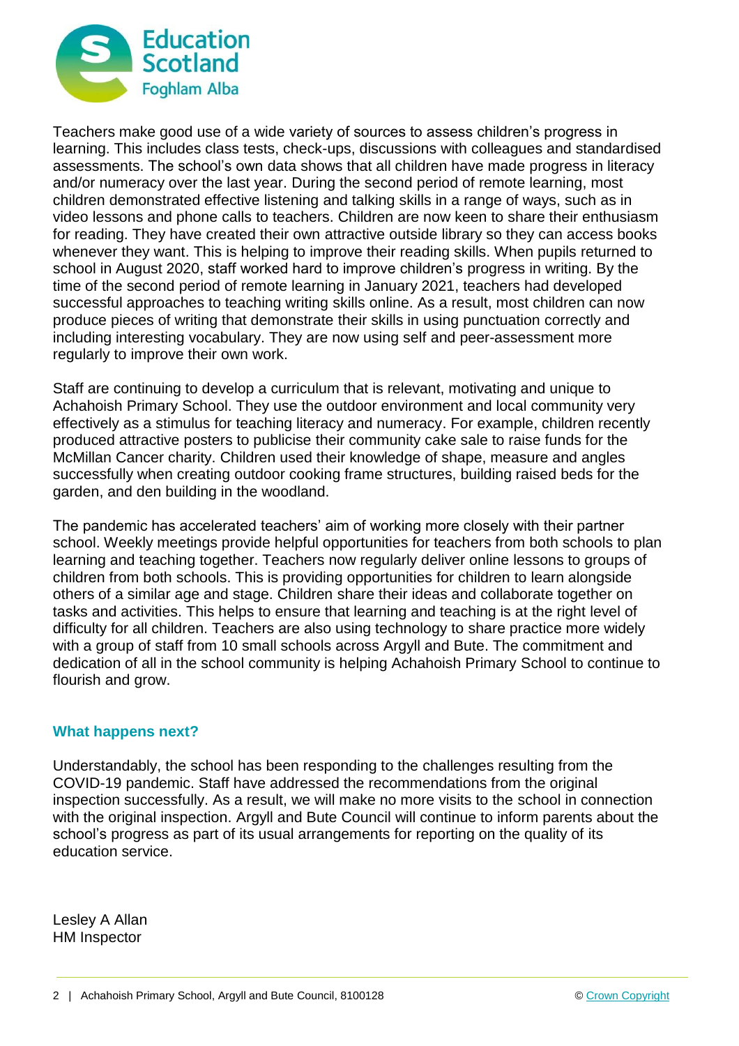Teachers make good use of a wide variety of sources to assess children's progress in learning. This includes class tests, check-ups, discussions with colleagues and standardised assessments. The school's own data shows that all children have made progress in literacy and/or numeracy over the last year. During the second period of remote learning, most children demonstrated effective listening and talking skills in a range of ways, such as in video lessons and phone calls to teachers. Children are now keen to share their enthusiasm for reading. They have created their own attractive outside library so they can access books whenever they want. This is helping to improve their reading skills. When pupils returned to school in August 2020, staff worked hard to improve children's progress in writing. By the time of the second period of remote learning in January 2021, teachers had developed successful approaches to teaching writing skills online. As a result, most children can now produce pieces of writing that demonstrate their skills in using punctuation correctly and including interesting vocabulary. They are now using self and peer-assessment more regularly to improve their own work.

Staff are continuing to develop a curriculum that is relevant, motivating and unique to Achahoish Primary School. They use the outdoor environment and local community very effectively as a stimulus for teaching literacy and numeracy. For example, children recently produced attractive posters to publicise their community cake sale to raise funds for the McMillan Cancer charity. Children used their knowledge of shape, measure and angles successfully when creating outdoor cooking frame structures, building raised beds for the garden, and den building in the woodland.

The pandemic has accelerated teachers' aim of working more closely with their partner school. Weekly meetings provide helpful opportunities for teachers from both schools to plan learning and teaching together. Teachers now regularly deliver online lessons to groups of children from both schools. This is providing opportunities for children to learn alongside others of a similar age and stage. Children share their ideas and collaborate together on tasks and activities. This helps to ensure that learning and teaching is at the right level of difficulty for all children. Teachers are also using technology to share practice more widely with a group of staff from 10 small schools across Argyll and Bute. The commitment and dedication of all in the school community is helping Achahoish Primary School to continue to flourish and grow.

### What happens next?

Understandably, the school has been responding to the challenges resulting from the COVID-19 pandemic. Staff have addressed the recommendations from the original inspection successfully. As a result, we will make no more visits to the school in connection with the original inspection. Argyll and Bute Council will continue to inform parents about the school's progress as part of its usual arrangements for reporting on the quality of its education service.

Lesley A Allan
HM Inspector